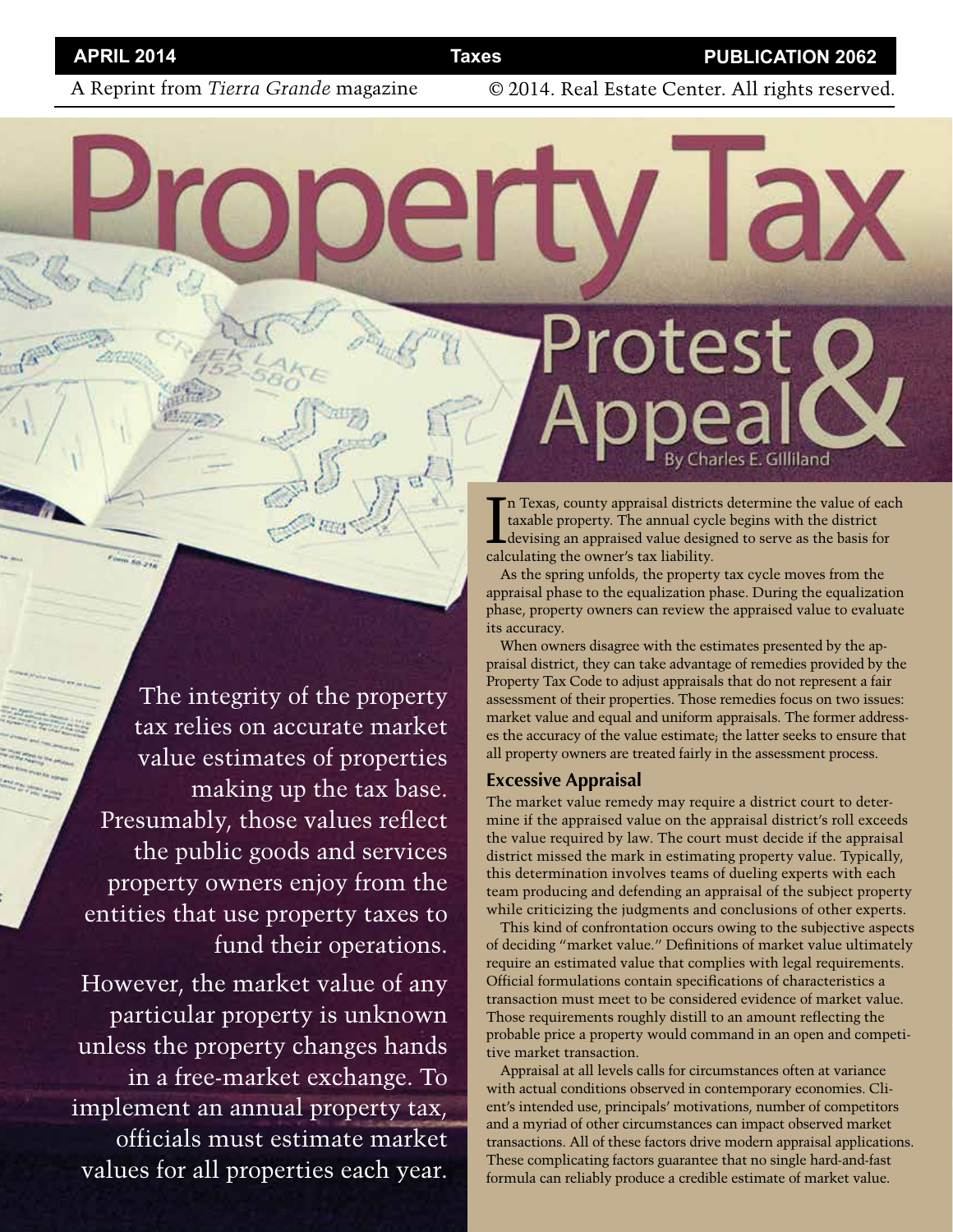A Reprint from *Tierra Grande* magazine © 2014. Real Estate Center. All rights reserved.

APRIL 2014 | Taxes | PUBLICATION 2062

# Property Tax Protest & Appeal

By Charles E. Gilliland

The integrity of the property tax relies on accurate market value estimates of properties making up the tax base. Presumably, those values reflect the public goods and services property owners enjoy from the entities that use property taxes to fund their operations.

However, the market value of any particular property is unknown unless the property changes hands in a free-market exchange. To implement an annual property tax, officials must estimate market values for all properties each year.

In Texas, county appraisal districts determine the value of each taxable property. The annual cycle begins with the district devising an appraised value designed to serve as the basis for calculating the owner's tax liability.

As the spring unfolds, the property tax cycle moves from the appraisal phase to the equalization phase. During the equalization phase, property owners can review the appraised value to evaluate its accuracy.

When owners disagree with the estimates presented by the appraisal district, they can take advantage of remedies provided by the Property Tax Code to adjust appraisals that do not represent a fair assessment of their properties. Those remedies focus on two issues: market value and equal and uniform appraisals. The former addresses the accuracy of the value estimate; the latter seeks to ensure that all property owners are treated fairly in the assessment process.

## Excessive Appraisal

The market value remedy may require a district court to determine if the appraised value on the appraisal district's roll exceeds the value required by law. The court must decide if the appraisal district missed the mark in estimating property value. Typically, this determination involves teams of dueling experts with each team producing and defending an appraisal of the subject property while criticizing the judgments and conclusions of other experts.

This kind of confrontation occurs owing to the subjective aspects of deciding "market value." Definitions of market value ultimately require an estimated value that complies with legal requirements. Official formulations contain specifications of characteristics a transaction must meet to be considered evidence of market value. Those requirements roughly distill to an amount reflecting the probable price a property would command in an open and competitive market transaction.

Appraisal at all levels calls for circumstances often at variance with actual conditions observed in contemporary economies. Client's intended use, principals' motivations, number of competitors and a myriad of other circumstances can impact observed market transactions. All of these factors drive modern appraisal applications. These complicating factors guarantee that no single hard-and-fast formula can reliably produce a credible estimate of market value.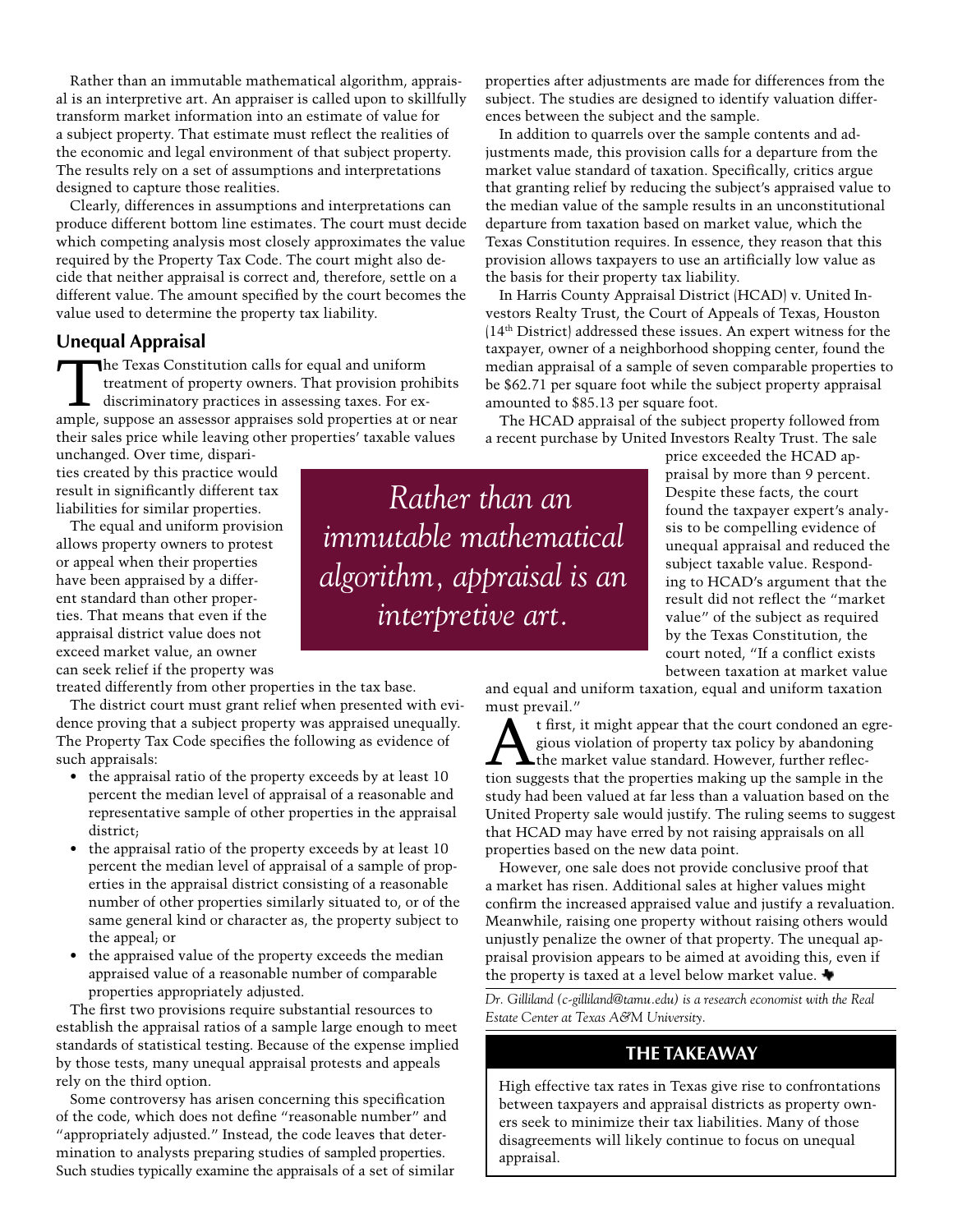Rather than an immutable mathematical algorithm, appraisal is an interpretive art. An appraiser is called upon to skillfully transform market information into an estimate of value for a subject property. That estimate must reflect the realities of the economic and legal environment of that subject property. The results rely on a set of assumptions and interpretations designed to capture those realities.

Clearly, differences in assumptions and interpretations can produce different bottom line estimates. The court must decide which competing analysis most closely approximates the value required by the Property Tax Code. The court might also decide that neither appraisal is correct and, therefore, settle on a different value. The amount specified by the court becomes the value used to determine the property tax liability.

## Unequal Appraisal

The Texas Constitution calls for equal and uniform treatment of property owners. That provision prohibits discriminatory practices in assessing taxes. For example, suppose an assessor appraises sold properties at or near their sales price while leaving other properties' taxable values unchanged. Over time, disparities created by this practice would result in significantly different tax liabilities for similar properties.

The equal and uniform provision allows property owners to protest or appeal when their properties have been appraised by a different standard than other properties. That means that even if the appraisal district value does not exceed market value, an owner can seek relief if the property was treated differently from other properties in the tax base.

*Rather than an immutable mathematical algorithm, appraisal is an interpretive art.*

The district court must grant relief when presented with evidence proving that a subject property was appraised unequally. The Property Tax Code specifies the following as evidence of such appraisals:

- the appraisal ratio of the property exceeds by at least 10 percent the median level of appraisal of a reasonable and representative sample of other properties in the appraisal district;
- the appraisal ratio of the property exceeds by at least 10 percent the median level of appraisal of a sample of properties in the appraisal district consisting of a reasonable number of other properties similarly situated to, or of the same general kind or character as, the property subject to the appeal; or
- the appraised value of the property exceeds the median appraised value of a reasonable number of comparable properties appropriately adjusted.

The first two provisions require substantial resources to establish the appraisal ratios of a sample large enough to meet standards of statistical testing. Because of the expense implied by those tests, many unequal appraisal protests and appeals rely on the third option.

Some controversy has arisen concerning this specification of the code, which does not define "reasonable number" and "appropriately adjusted." Instead, the code leaves that determination to analysts preparing studies of sampled properties. Such studies typically examine the appraisals of a set of similar properties after adjustments are made for differences from the subject. The studies are designed to identify valuation differences between the subject and the sample.

In addition to quarrels over the sample contents and adjustments made, this provision calls for a departure from the market value standard of taxation. Specifically, critics argue that granting relief by reducing the subject's appraised value to the median value of the sample results in an unconstitutional departure from taxation based on market value, which the Texas Constitution requires. In essence, they reason that this provision allows taxpayers to use an artificially low value as the basis for their property tax liability.

In Harris County Appraisal District (HCAD) v. United Investors Realty Trust, the Court of Appeals of Texas, Houston (14th District) addressed these issues. An expert witness for the taxpayer, owner of a neighborhood shopping center, found the median appraisal of a sample of seven comparable properties to be $62.71 per square foot while the subject property appraisal amounted to $85.13 per square foot.

The HCAD appraisal of the subject property followed from a recent purchase by United Investors Realty Trust. The sale price exceeded the HCAD appraisal by more than 9 percent. Despite these facts, the court found the taxpayer expert's analysis to be compelling evidence of unequal appraisal and reduced the subject taxable value. Responding to HCAD's argument that the result did not reflect the "market value" of the subject as required by the Texas Constitution, the court noted, "If a conflict exists between taxation at market value and equal and uniform taxation, equal and uniform taxation must prevail."

At first, it might appear that the court condoned an egregious violation of property tax policy by abandoning the market value standard. However, further reflection suggests that the properties making up the sample in the study had been valued at far less than a valuation based on the United Property sale would justify. The ruling seems to suggest that HCAD may have erred by not raising appraisals on all properties based on the new data point.

However, one sale does not provide conclusive proof that a market has risen. Additional sales at higher values might confirm the increased appraised value and justify a revaluation. Meanwhile, raising one property without raising others would unjustly penalize the owner of that property. The unequal appraisal provision appears to be aimed at avoiding this, even if the property is taxed at a level below market value.

*Dr. Gilliland (c-gilliland@tamu.edu) is a research economist with the Real Estate Center at Texas A&M University.*

## THE TAKEAWAY

High effective tax rates in Texas give rise to confrontations between taxpayers and appraisal districts as property owners seek to minimize their tax liabilities. Many of those disagreements will likely continue to focus on unequal appraisal.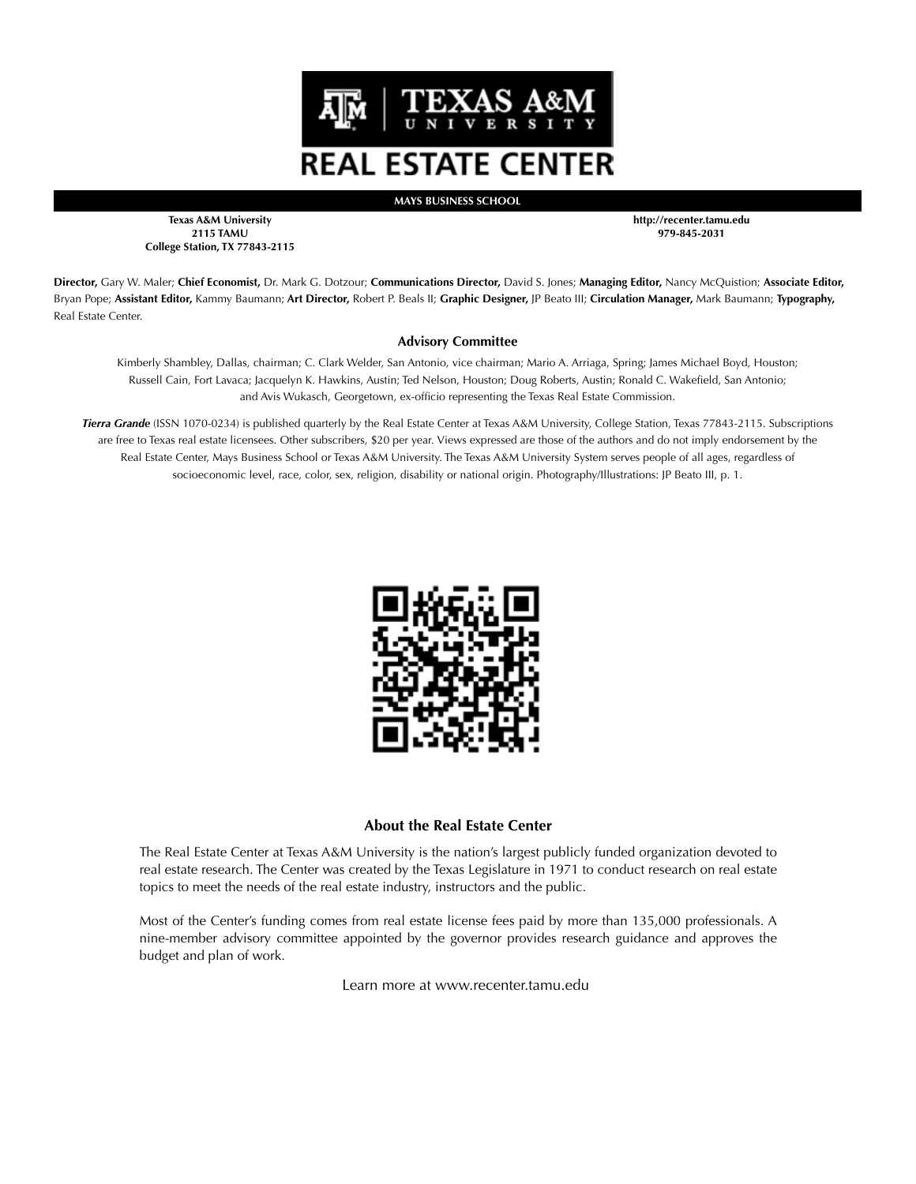# REAL ESTATE CENTER

**MAYS BUSINESS SCHOOL**

**Texas A&M University**
**2115 TAMU**
**College Station, TX 77843-2115**

**http://recenter.tamu.edu**
**979-845-2031**

**Director,** Gary W. Maler; **Chief Economist,** Dr. Mark G. Dotzour; **Communications Director,** David S. Jones; **Managing Editor,** Nancy McQuistion; **Associate Editor,** Bryan Pope; **Assistant Editor,** Kammy Baumann; **Art Director,** Robert P. Beals II; **Graphic Designer,** JP Beato III; **Circulation Manager,** Mark Baumann; **Typography,** Real Estate Center.

**Advisory Committee**

Kimberly Shambley, Dallas, chairman; C. Clark Welder, San Antonio, vice chairman; Mario A. Arriaga, Spring; James Michael Boyd, Houston; Russell Cain, Fort Lavaca; Jacquelyn K. Hawkins, Austin; Ted Nelson, Houston; Doug Roberts, Austin; Ronald C. Wakefield, San Antonio; and Avis Wukasch, Georgetown, ex-officio representing the Texas Real Estate Commission.

***Tierra Grande*** (ISSN 1070-0234) is published quarterly by the Real Estate Center at Texas A&M University, College Station, Texas 77843-2115. Subscriptions are free to Texas real estate licensees. Other subscribers, $20 per year. Views expressed are those of the authors and do not imply endorsement by the Real Estate Center, Mays Business School or Texas A&M University. The Texas A&M University System serves people of all ages, regardless of socioeconomic level, race, color, sex, religion, disability or national origin. Photography/Illustrations: JP Beato III, p. 1.

**About the Real Estate Center**

The Real Estate Center at Texas A&M University is the nation's largest publicly funded organization devoted to real estate research. The Center was created by the Texas Legislature in 1971 to conduct research on real estate topics to meet the needs of the real estate industry, instructors and the public.

Most of the Center's funding comes from real estate license fees paid by more than 135,000 professionals. A nine-member advisory committee appointed by the governor provides research guidance and approves the budget and plan of work.

Learn more at www.recenter.tamu.edu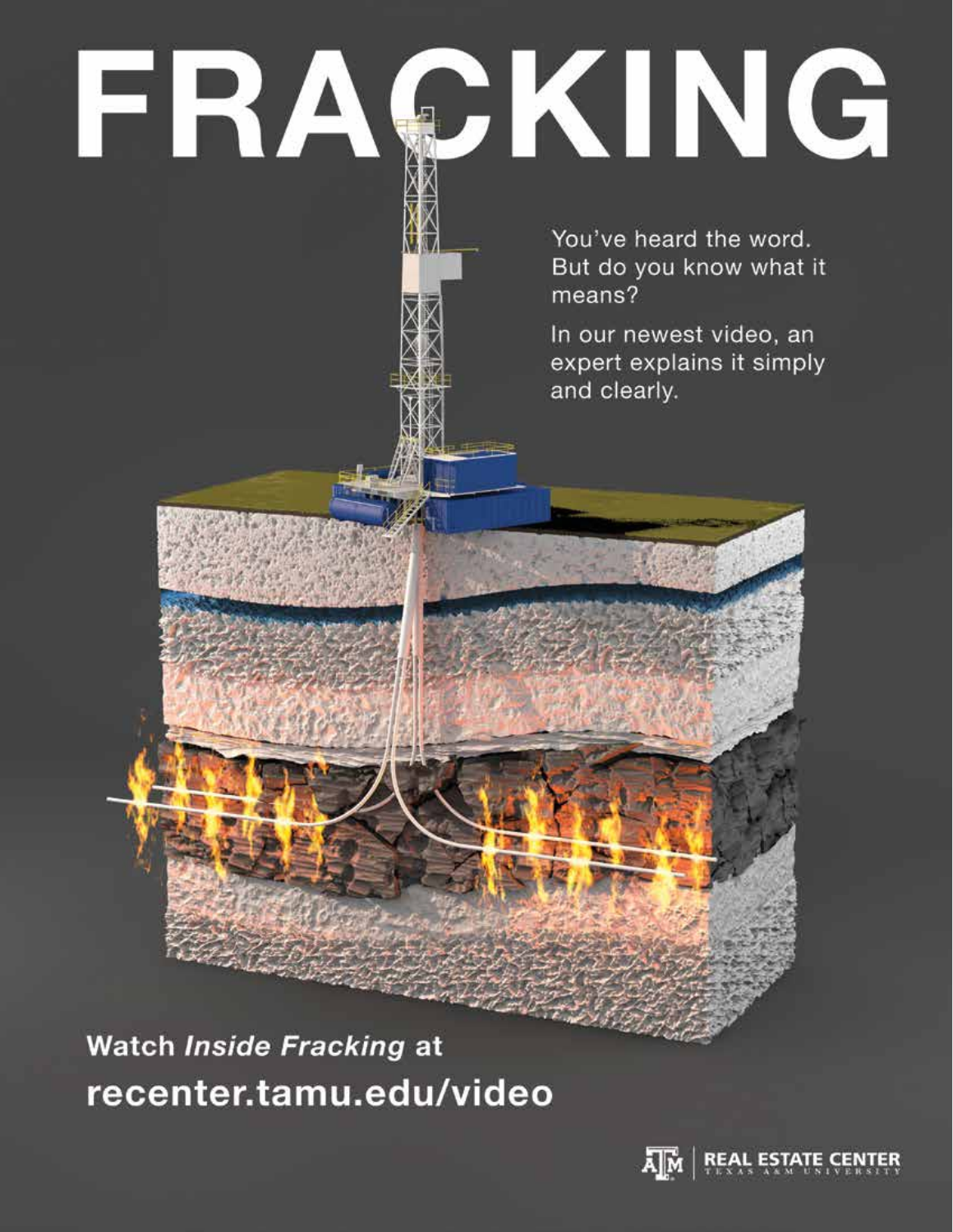# FRACKING

You've heard the word. But do you know what it means?

In our newest video, an expert explains it simply and clearly.

**Watch *Inside Fracking* at**

**recenter.tamu.edu/video**

REAL ESTATE CENTER
TEXAS A&M UNIVERSITY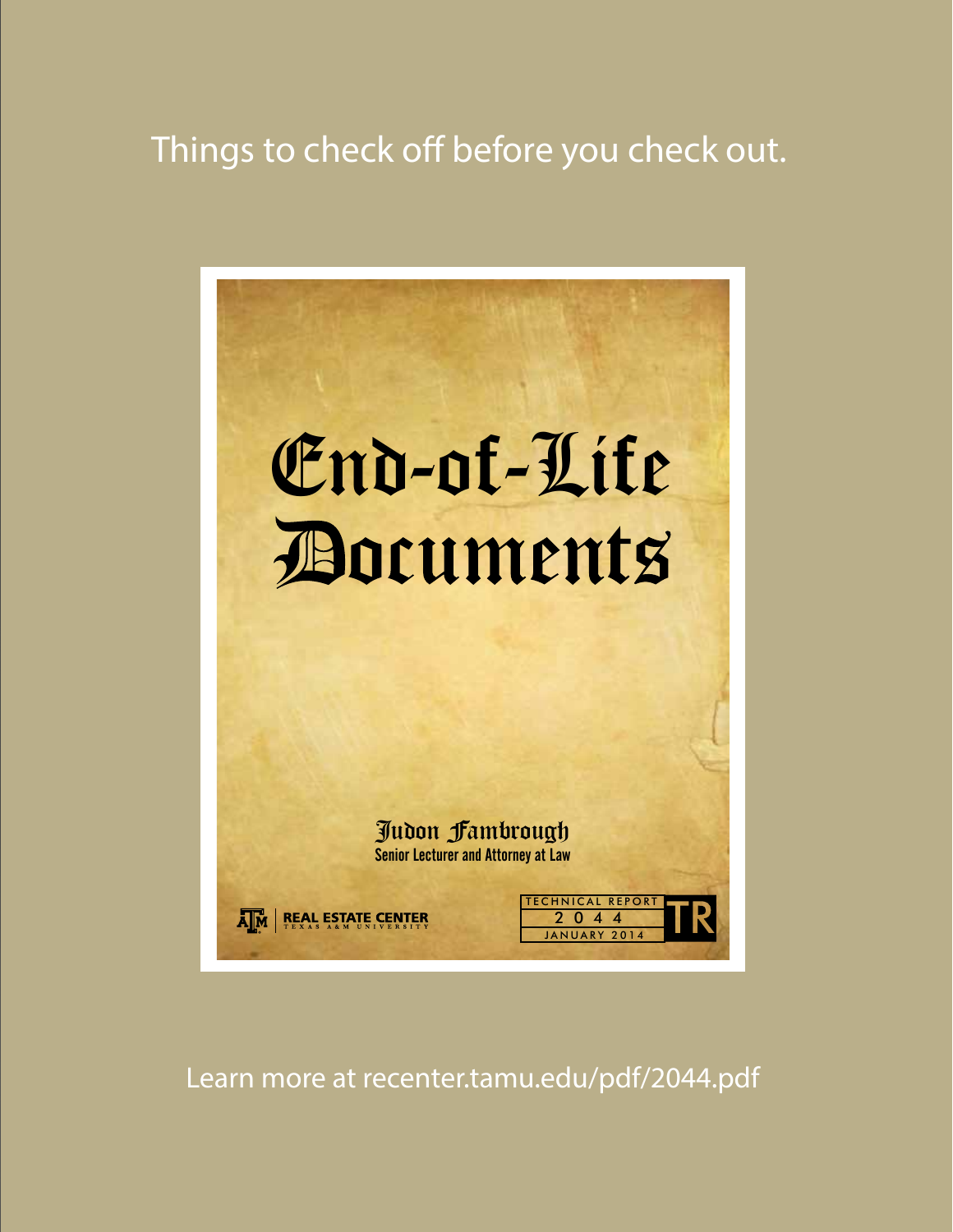Things to check off before you check out.

# End-of-Life Documents

Judon Fambrough

Senior Lecturer and Attorney at Law

REAL ESTATE CENTER

TEXAS A&M UNIVERSITY

TECHNICAL REPORT

2044

JANUARY 2014

TR

Learn more at recenter.tamu.edu/pdf/2044.pdf